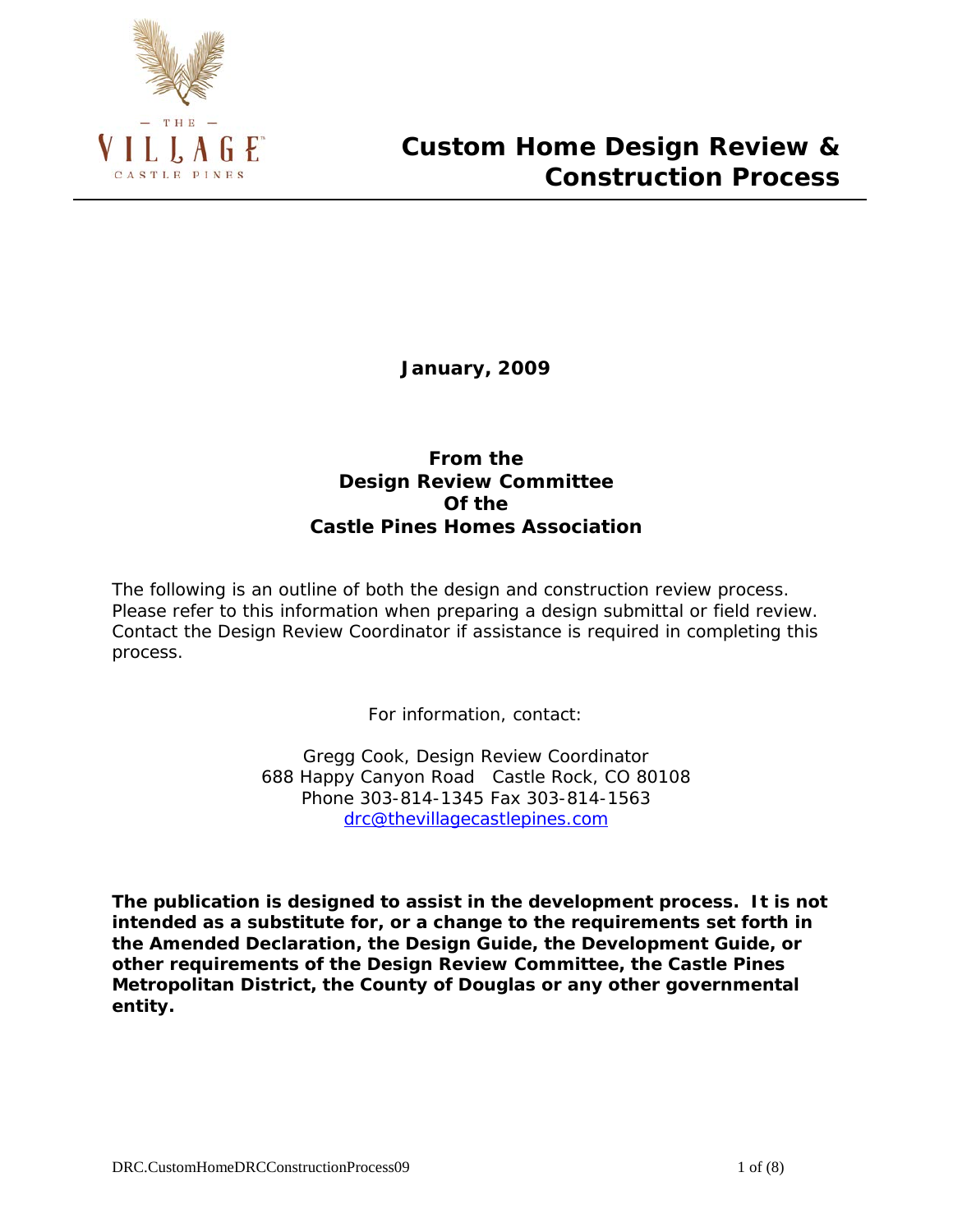# Custom Home Design Review & Construction Process

**January, 2009**

**From the**
**Design Review Committee**
**Of the**
**Castle Pines Homes Association**

The following is an outline of both the design and construction review process. Please refer to this information when preparing a design submittal or field review. Contact the Design Review Coordinator if assistance is required in completing this process.

For information, contact:

Gregg Cook, Design Review Coordinator
688 Happy Canyon Road Castle Rock, CO 80108
Phone 303-814-1345 Fax 303-814-1563
drc@thevillagecastlepines.com

**The publication is designed to assist in the development process. It is not intended as a substitute for, or a change to the requirements set forth in the Amended Declaration, the Design Guide, the Development Guide, or other requirements of the Design Review Committee, the Castle Pines Metropolitan District, the County of Douglas or any other governmental entity.**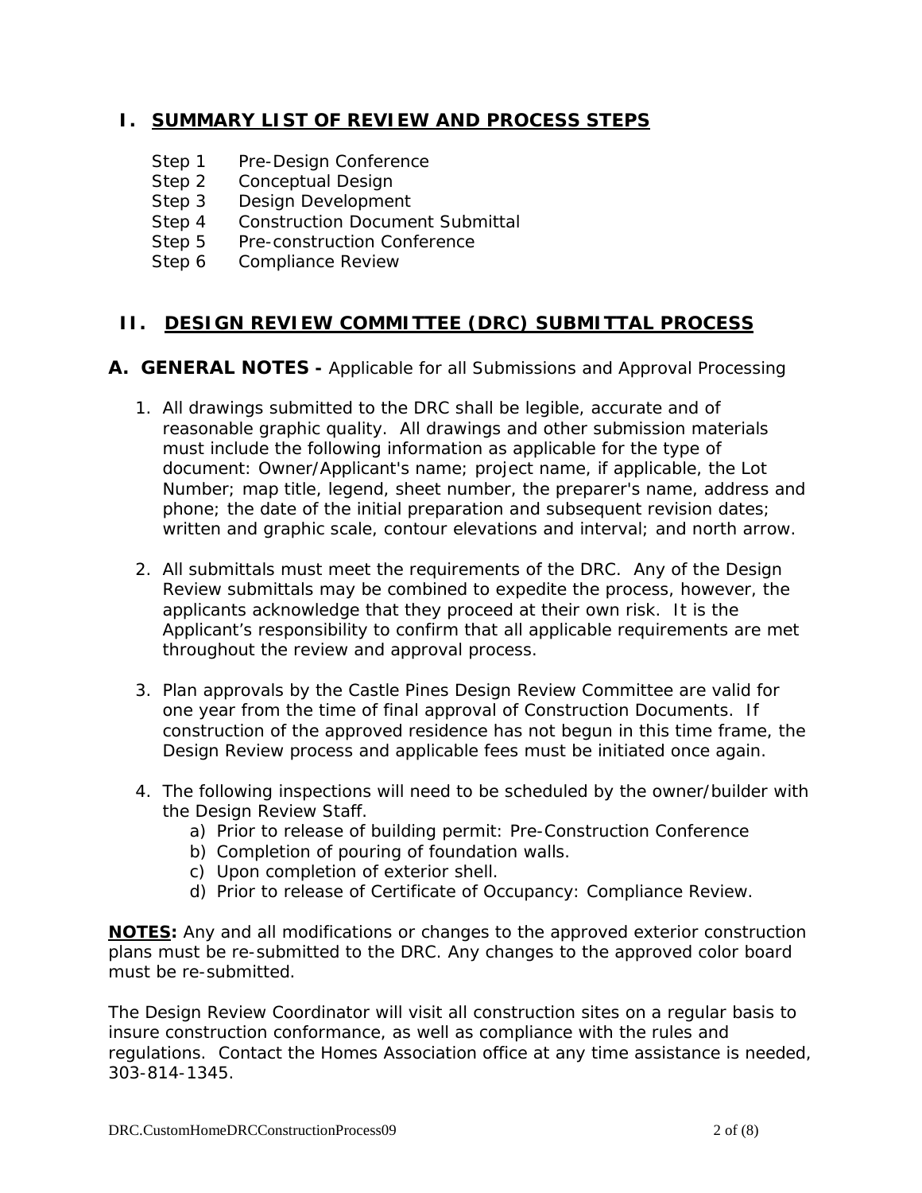## I. SUMMARY LIST OF REVIEW AND PROCESS STEPS

Step 1 Pre-Design Conference
Step 2 Conceptual Design
Step 3 Design Development
Step 4 Construction Document Submittal
Step 5 Pre-construction Conference
Step 6 Compliance Review

## II. DESIGN REVIEW COMMITTEE (DRC) SUBMITTAL PROCESS

### A. GENERAL NOTES - Applicable for all Submissions and Approval Processing

1. All drawings submitted to the DRC shall be legible, accurate and of reasonable graphic quality. All drawings and other submission materials must include the following information as applicable for the type of document: Owner/Applicant's name; project name, if applicable, the Lot Number; map title, legend, sheet number, the preparer's name, address and phone; the date of the initial preparation and subsequent revision dates; written and graphic scale, contour elevations and interval; and north arrow.

2. All submittals must meet the requirements of the DRC. Any of the Design Review submittals may be combined to expedite the process, however, the applicants acknowledge that they proceed at their own risk. It is the Applicant's responsibility to confirm that all applicable requirements are met throughout the review and approval process.

3. Plan approvals by the Castle Pines Design Review Committee are valid for one year from the time of final approval of Construction Documents. If construction of the approved residence has not begun in this time frame, the Design Review process and applicable fees must be initiated once again.

4. The following inspections will need to be scheduled by the owner/builder with the Design Review Staff.
   a) Prior to release of building permit: Pre-Construction Conference
   b) Completion of pouring of foundation walls.
   c) Upon completion of exterior shell.
   d) Prior to release of Certificate of Occupancy: Compliance Review.

**NOTES:** Any and all modifications or changes to the approved exterior construction plans must be re-submitted to the DRC. Any changes to the approved color board must be re-submitted.

The Design Review Coordinator will visit all construction sites on a regular basis to insure construction conformance, as well as compliance with the rules and regulations. Contact the Homes Association office at any time assistance is needed, 303-814-1345.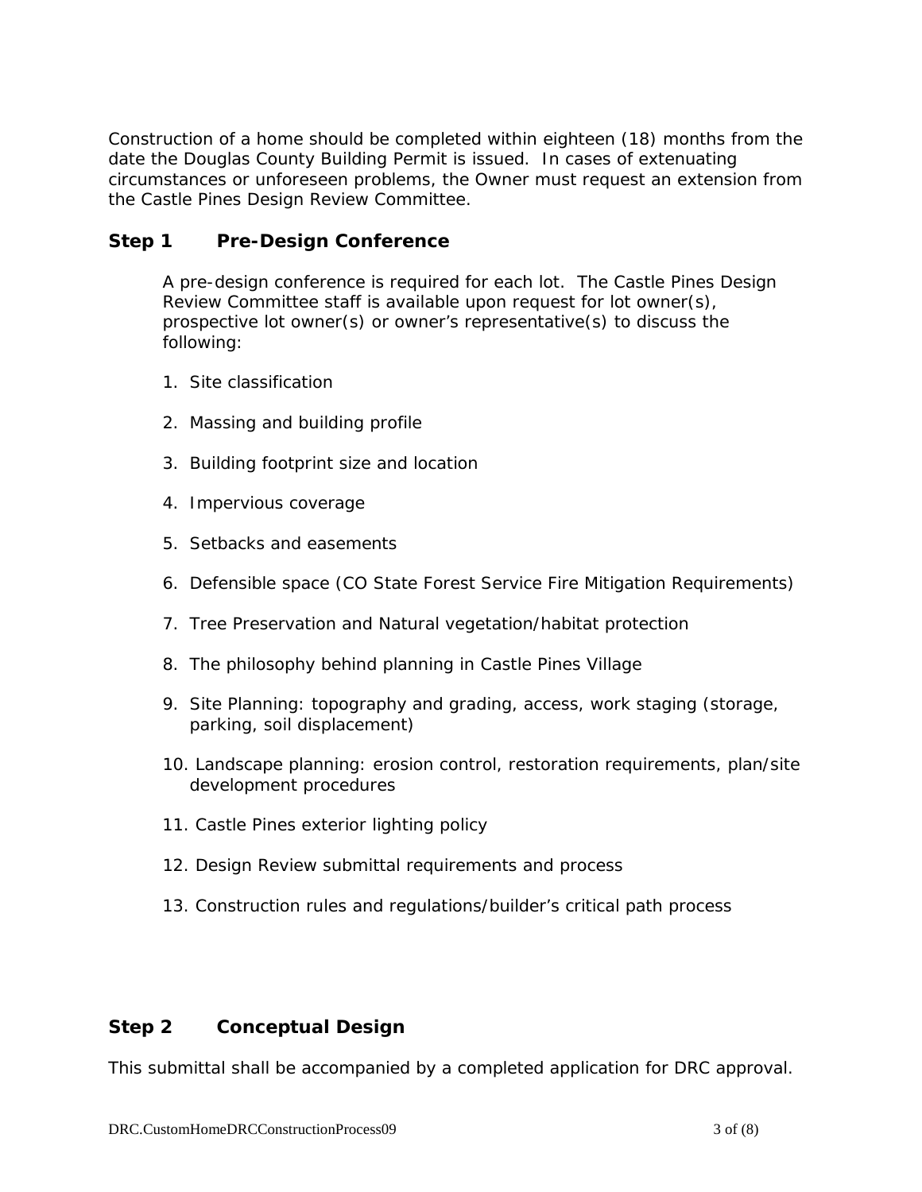Construction of a home should be completed within eighteen (18) months from the date the Douglas County Building Permit is issued. In cases of extenuating circumstances or unforeseen problems, the Owner must request an extension from the Castle Pines Design Review Committee.

### Step 1 Pre-Design Conference

A pre-design conference is required for each lot. The Castle Pines Design Review Committee staff is available upon request for lot owner(s), prospective lot owner(s) or owner's representative(s) to discuss the following:

1. Site classification
2. Massing and building profile
3. Building footprint size and location
4. Impervious coverage
5. Setbacks and easements
6. Defensible space (CO State Forest Service Fire Mitigation Requirements)
7. Tree Preservation and Natural vegetation/habitat protection
8. The philosophy behind planning in Castle Pines Village
9. Site Planning: topography and grading, access, work staging (storage, parking, soil displacement)
10. Landscape planning: erosion control, restoration requirements, plan/site development procedures
11. Castle Pines exterior lighting policy
12. Design Review submittal requirements and process
13. Construction rules and regulations/builder's critical path process

### Step 2 Conceptual Design

This submittal shall be accompanied by a completed application for DRC approval.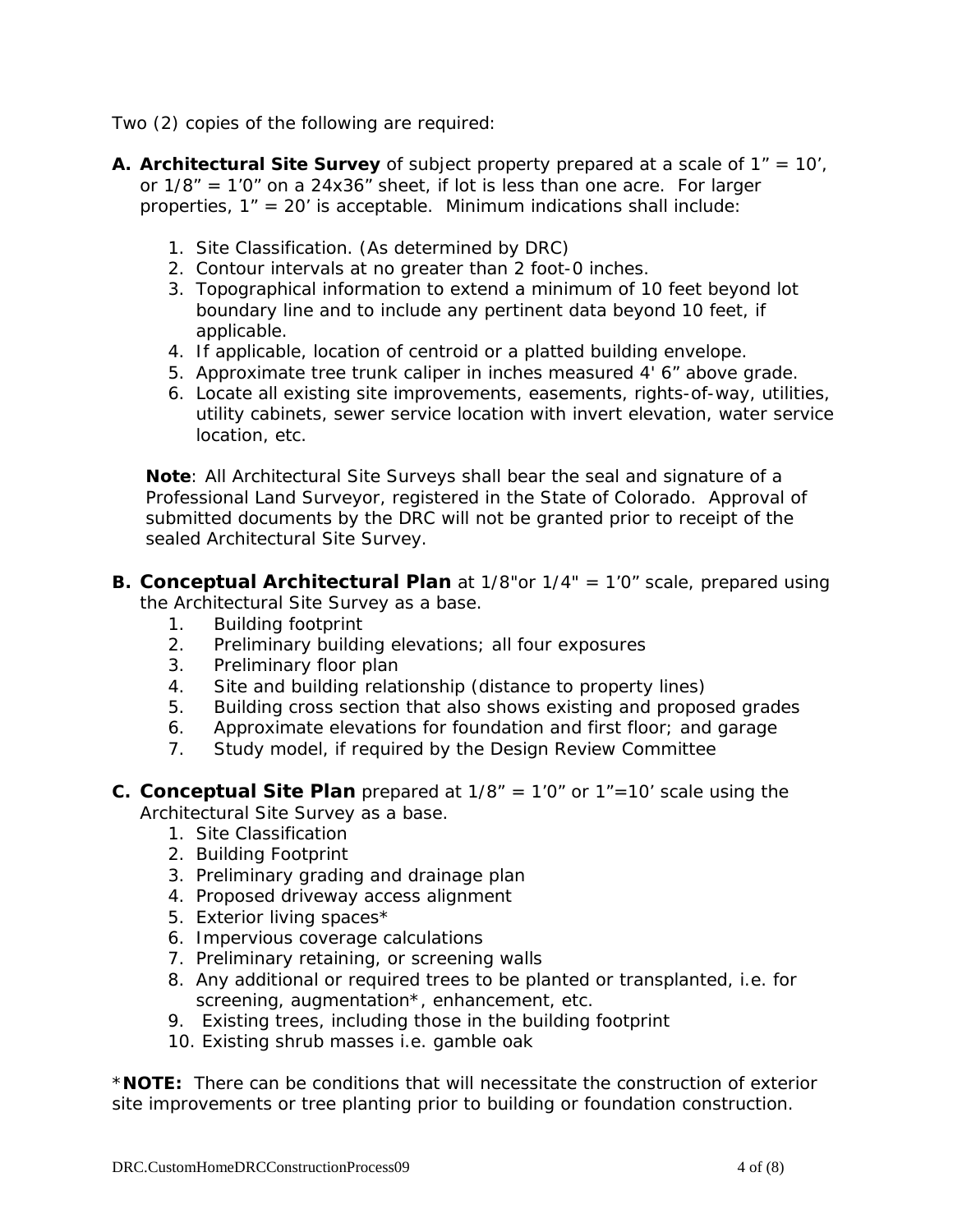Two (2) copies of the following are required:

**A. Architectural Site Survey** of subject property prepared at a scale of 1” = 10’, or 1/8” = 1’0” on a 24x36” sheet, if lot is less than one acre. For larger properties, 1” = 20’ is acceptable. Minimum indications shall include:

1. Site Classification. (As determined by DRC)
2. Contour intervals at no greater than 2 foot-0 inches.
3. Topographical information to extend a minimum of 10 feet beyond lot boundary line and to include any pertinent data beyond 10 feet, if applicable.
4. If applicable, location of centroid or a platted building envelope.
5. Approximate tree trunk caliper in inches measured 4' 6” above grade.
6. Locate all existing site improvements, easements, rights-of-way, utilities, utility cabinets, sewer service location with invert elevation, water service location, etc.

**Note**: All Architectural Site Surveys shall bear the seal and signature of a Professional Land Surveyor, registered in the State of Colorado. Approval of submitted documents by the DRC will not be granted prior to receipt of the sealed Architectural Site Survey.

**B. Conceptual Architectural Plan** at 1/8"or 1/4" = 1’0” scale, prepared using the Architectural Site Survey as a base.

1. Building footprint
2. Preliminary building elevations; all four exposures
3. Preliminary floor plan
4. Site and building relationship (distance to property lines)
5. Building cross section that also shows existing and proposed grades
6. Approximate elevations for foundation and first floor; and garage
7. Study model, if required by the Design Review Committee

**C. Conceptual Site Plan** prepared at 1/8” = 1’0” or 1”=10’ scale using the Architectural Site Survey as a base.

1. Site Classification
2. Building Footprint
3. Preliminary grading and drainage plan
4. Proposed driveway access alignment
5. Exterior living spaces*
6. Impervious coverage calculations
7. Preliminary retaining, or screening walls
8. Any additional or required trees to be planted or transplanted, i.e. for screening, augmentation*, enhancement, etc.
9. Existing trees, including those in the building footprint
10. Existing shrub masses i.e. gamble oak

***NOTE:** There can be conditions that will necessitate the construction of exterior site improvements or tree planting prior to building or foundation construction.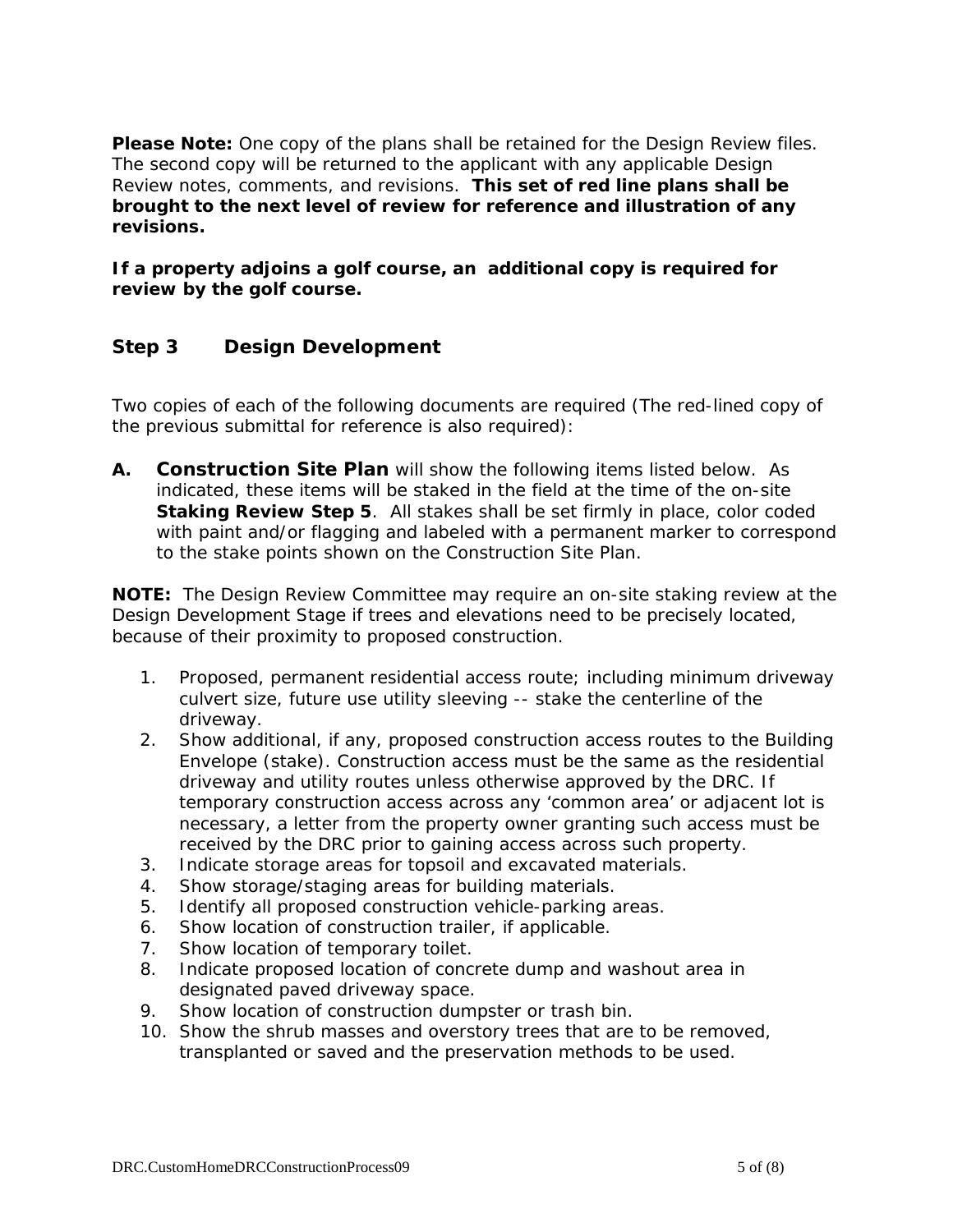**Please Note:** One copy of the plans shall be retained for the Design Review files. The second copy will be returned to the applicant with any applicable Design Review notes, comments, and revisions. **This set of red line plans shall be brought to the next level of review for reference and illustration of any revisions.**

**If a property adjoins a golf course, an additional copy is required for review by the golf course.**

## Step 3 Design Development

Two copies of each of the following documents are required (The red-lined copy of the previous submittal for reference is also required):

**A. Construction Site Plan** will show the following items listed below. As indicated, these items will be staked in the field at the time of the on-site **Staking Review Step 5**. All stakes shall be set firmly in place, color coded with paint and/or flagging and labeled with a permanent marker to correspond to the stake points shown on the Construction Site Plan.

**NOTE:** The Design Review Committee may require an on-site staking review at the Design Development Stage if trees and elevations need to be precisely located, because of their proximity to proposed construction.

1. Proposed, permanent residential access route; including minimum driveway culvert size, future use utility sleeving -- stake the centerline of the driveway.
2. Show additional, if any, proposed construction access routes to the Building Envelope (stake). Construction access must be the same as the residential driveway and utility routes unless otherwise approved by the DRC. If temporary construction access across any 'common area' or adjacent lot is necessary, a letter from the property owner granting such access must be received by the DRC prior to gaining access across such property.
3. Indicate storage areas for topsoil and excavated materials.
4. Show storage/staging areas for building materials.
5. Identify all proposed construction vehicle-parking areas.
6. Show location of construction trailer, if applicable.
7. Show location of temporary toilet.
8. Indicate proposed location of concrete dump and washout area in designated paved driveway space.
9. Show location of construction dumpster or trash bin.
10. Show the shrub masses and overstory trees that are to be removed, transplanted or saved and the preservation methods to be used.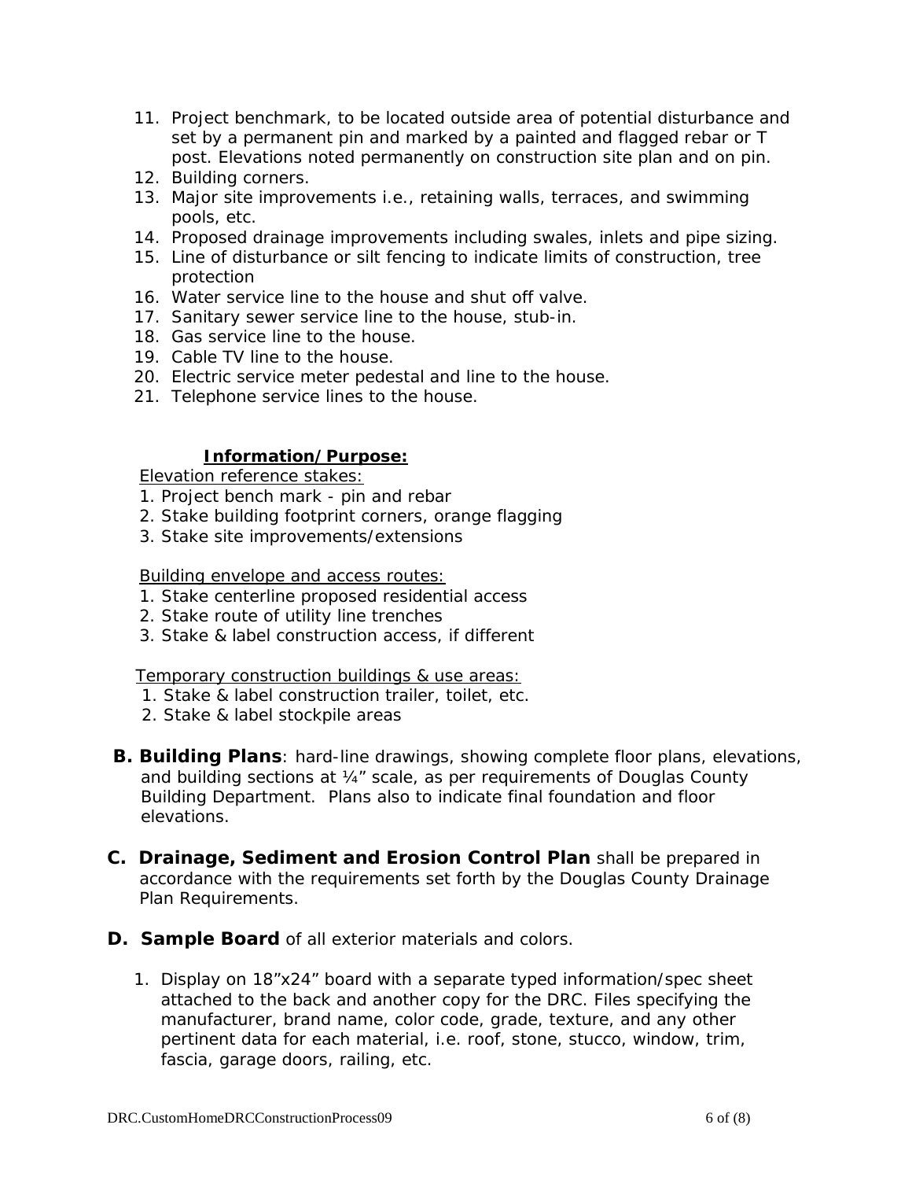11. Project benchmark, to be located outside area of potential disturbance and set by a permanent pin and marked by a painted and flagged rebar or T post. Elevations noted permanently on construction site plan and on pin.
12. Building corners.
13. Major site improvements i.e., retaining walls, terraces, and swimming pools, etc.
14. Proposed drainage improvements including swales, inlets and pipe sizing.
15. Line of disturbance or silt fencing to indicate limits of construction, tree protection
16. Water service line to the house and shut off valve.
17. Sanitary sewer service line to the house, stub-in.
18. Gas service line to the house.
19. Cable TV line to the house.
20. Electric service meter pedestal and line to the house.
21. Telephone service lines to the house.

**Information/Purpose:**

Elevation reference stakes:

1. Project bench mark - pin and rebar
2. Stake building footprint corners, orange flagging
3. Stake site improvements/extensions

Building envelope and access routes:

1. Stake centerline proposed residential access
2. Stake route of utility line trenches
3. Stake & label construction access, if different

Temporary construction buildings & use areas:

1. Stake & label construction trailer, toilet, etc.
2. Stake & label stockpile areas

**B. Building Plans**: hard-line drawings, showing complete floor plans, elevations, and building sections at ¼” scale, as per requirements of Douglas County Building Department. Plans also to indicate final foundation and floor elevations.

**C. Drainage, Sediment and Erosion Control Plan** shall be prepared in accordance with the requirements set forth by the Douglas County Drainage Plan Requirements.

**D. Sample Board** of all exterior materials and colors.

1. Display on 18”x24” board with a separate typed information/spec sheet attached to the back and another copy for the DRC. Files specifying the manufacturer, brand name, color code, grade, texture, and any other pertinent data for each material, i.e. roof, stone, stucco, window, trim, fascia, garage doors, railing, etc.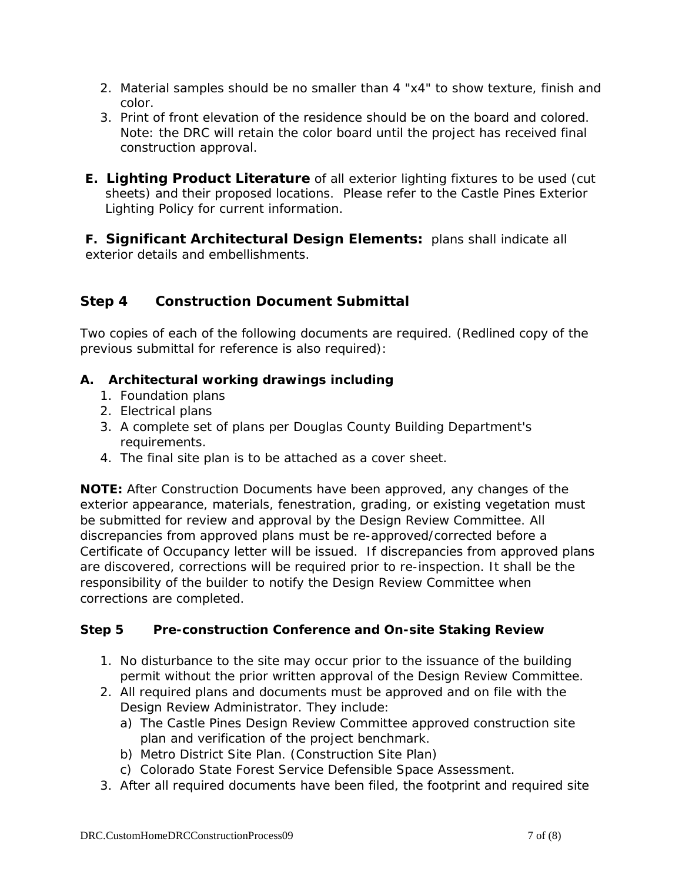2. Material samples should be no smaller than 4 "x4" to show texture, finish and color.
3. Print of front elevation of the residence should be on the board and colored. Note: the DRC will retain the color board until the project has received final construction approval.

**E. Lighting Product Literature** of all exterior lighting fixtures to be used (cut sheets) and their proposed locations. Please refer to the Castle Pines Exterior Lighting Policy for current information.

**F. Significant Architectural Design Elements:** plans shall indicate all exterior details and embellishments.

## Step 4 Construction Document Submittal

Two copies of each of the following documents are required. (Redlined copy of the previous submittal for reference is also required):

**A. Architectural working drawings including**

1. Foundation plans
2. Electrical plans
3. A complete set of plans per Douglas County Building Department's requirements.
4. The final site plan is to be attached as a cover sheet.

**NOTE:** After Construction Documents have been approved, any changes of the exterior appearance, materials, fenestration, grading, or existing vegetation must be submitted for review and approval by the Design Review Committee. All discrepancies from approved plans must be re-approved/corrected before a Certificate of Occupancy letter will be issued. If discrepancies from approved plans are discovered, corrections will be required prior to re-inspection. It shall be the responsibility of the builder to notify the Design Review Committee when corrections are completed.

### Step 5 Pre-construction Conference and On-site Staking Review

1. No disturbance to the site may occur prior to the issuance of the building permit without the prior written approval of the Design Review Committee.
2. All required plans and documents must be approved and on file with the Design Review Administrator. They include:
   a) The Castle Pines Design Review Committee approved construction site plan and verification of the project benchmark.
   b) Metro District Site Plan. (Construction Site Plan)
   c) Colorado State Forest Service Defensible Space Assessment.
3. After all required documents have been filed, the footprint and required site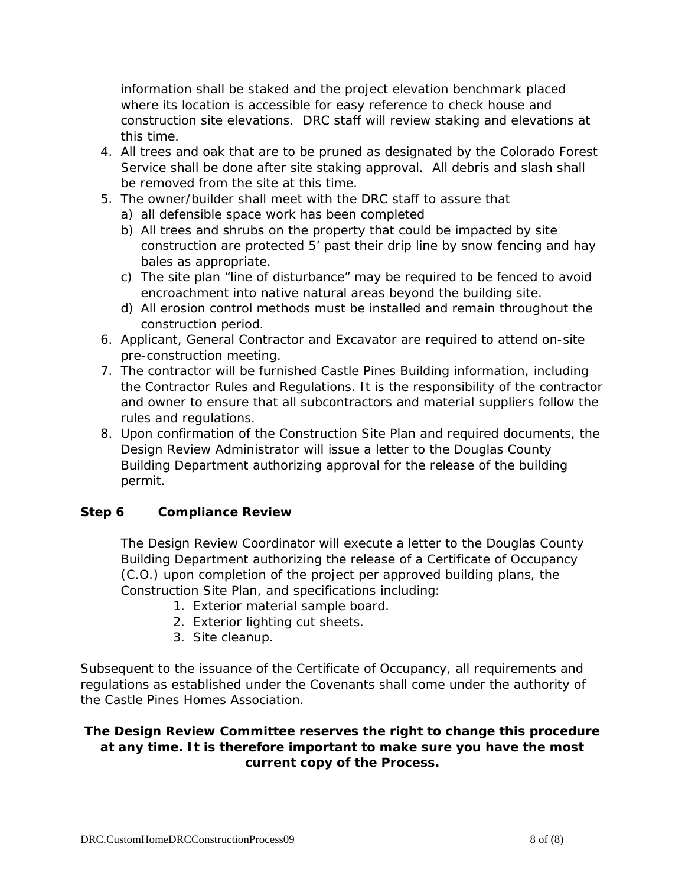information shall be staked and the project elevation benchmark placed where its location is accessible for easy reference to check house and construction site elevations. DRC staff will review staking and elevations at this time.

4. All trees and oak that are to be pruned as designated by the Colorado Forest Service shall be done after site staking approval. All debris and slash shall be removed from the site at this time.
5. The owner/builder shall meet with the DRC staff to assure that
   a) all defensible space work has been completed
   b) All trees and shrubs on the property that could be impacted by site construction are protected 5’ past their drip line by snow fencing and hay bales as appropriate.
   c) The site plan “line of disturbance” may be required to be fenced to avoid encroachment into native natural areas beyond the building site.
   d) All erosion control methods must be installed and remain throughout the construction period.
6. Applicant, General Contractor and Excavator are required to attend on-site pre-construction meeting.
7. The contractor will be furnished Castle Pines Building information, including the Contractor Rules and Regulations. It is the responsibility of the contractor and owner to ensure that all subcontractors and material suppliers follow the rules and regulations.
8. Upon confirmation of the Construction Site Plan and required documents, the Design Review Administrator will issue a letter to the Douglas County Building Department authorizing approval for the release of the building permit.

**Step 6 Compliance Review**

The Design Review Coordinator will execute a letter to the Douglas County Building Department authorizing the release of a Certificate of Occupancy (C.O.) upon completion of the project per approved building plans, the Construction Site Plan, and specifications including:

1. Exterior material sample board.
2. Exterior lighting cut sheets.
3. Site cleanup.

Subsequent to the issuance of the Certificate of Occupancy, all requirements and regulations as established under the Covenants shall come under the authority of the Castle Pines Homes Association.

**The Design Review Committee reserves the right to change this procedure at any time. It is therefore important to make sure you have the most current copy of the Process.**